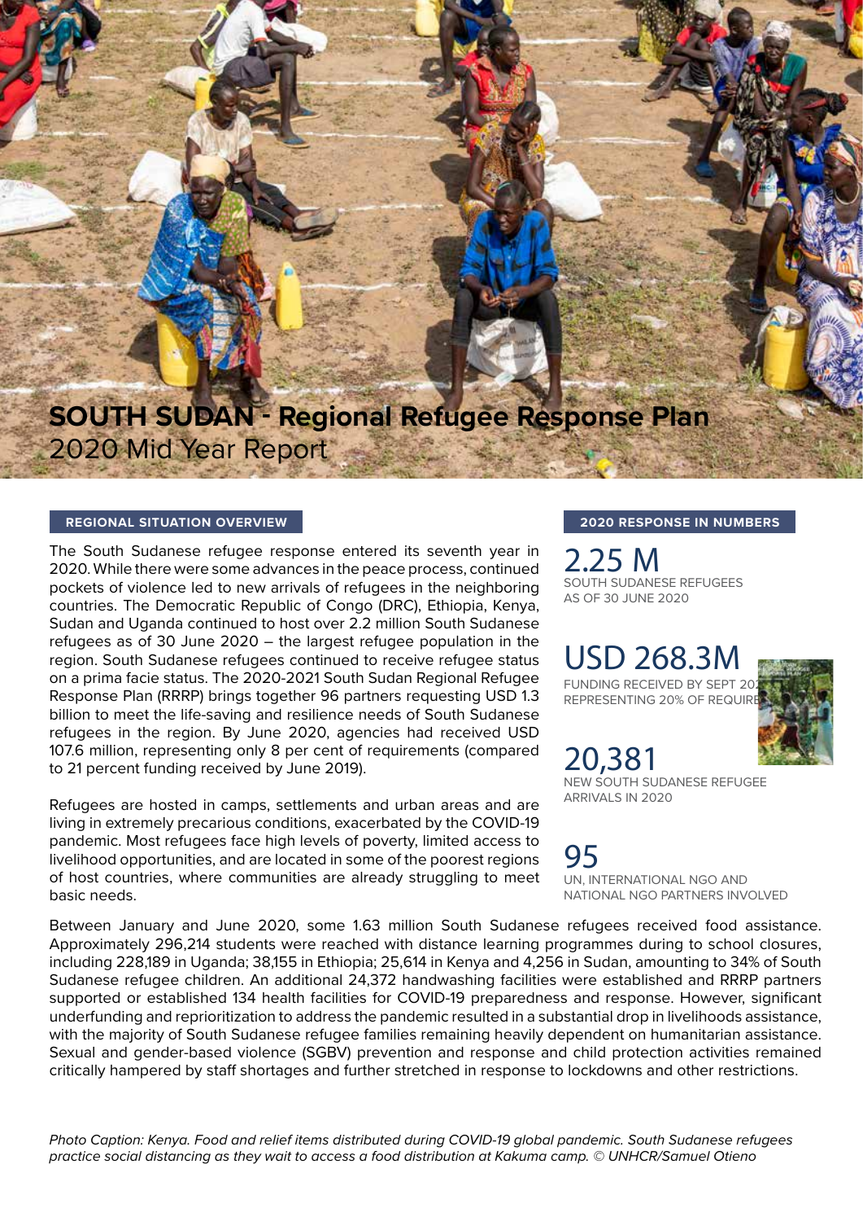# SOUTH SUDAN - Regional Refugee Response Plan
2020 Mid Year Report

## REGIONAL SITUATION OVERVIEW

The South Sudanese refugee response entered its seventh year in 2020. While there were some advances in the peace process, continued pockets of violence led to new arrivals of refugees in the neighboring countries. The Democratic Republic of Congo (DRC), Ethiopia, Kenya, Sudan and Uganda continued to host over 2.2 million South Sudanese refugees as of 30 June 2020 – the largest refugee population in the region. South Sudanese refugees continued to receive refugee status on a prima facie status. The 2020-2021 South Sudan Regional Refugee Response Plan (RRRP) brings together 96 partners requesting USD 1.3 billion to meet the life-saving and resilience needs of South Sudanese refugees in the region. By June 2020, agencies had received USD 107.6 million, representing only 8 per cent of requirements (compared to 21 percent funding received by June 2019).

Refugees are hosted in camps, settlements and urban areas and are living in extremely precarious conditions, exacerbated by the COVID-19 pandemic. Most refugees face high levels of poverty, limited access to livelihood opportunities, and are located in some of the poorest regions of host countries, where communities are already struggling to meet basic needs.

## 2020 RESPONSE IN NUMBERS

**2.25 M**
SOUTH SUDANESE REFUGEES AS OF 30 JUNE 2020

**USD 268.3M**
FUNDING RECEIVED BY SEPT 202[0] REPRESENTING 20% OF REQUIRE[MENTS]

**20,381**
NEW SOUTH SUDANESE REFUGEE ARRIVALS IN 2020

**95**
UN, INTERNATIONAL NGO AND NATIONAL NGO PARTNERS INVOLVED

Between January and June 2020, some 1.63 million South Sudanese refugees received food assistance. Approximately 296,214 students were reached with distance learning programmes during to school closures, including 228,189 in Uganda; 38,155 in Ethiopia; 25,614 in Kenya and 4,256 in Sudan, amounting to 34% of South Sudanese refugee children. An additional 24,372 handwashing facilities were established and RRRP partners supported or established 134 health facilities for COVID-19 preparedness and response. However, significant underfunding and reprioritization to address the pandemic resulted in a substantial drop in livelihoods assistance, with the majority of South Sudanese refugee families remaining heavily dependent on humanitarian assistance. Sexual and gender-based violence (SGBV) prevention and response and child protection activities remained critically hampered by staff shortages and further stretched in response to lockdowns and other restrictions.

*Photo Caption: Kenya. Food and relief items distributed during COVID-19 global pandemic. South Sudanese refugees practice social distancing as they wait to access a food distribution at Kakuma camp. © UNHCR/Samuel Otieno*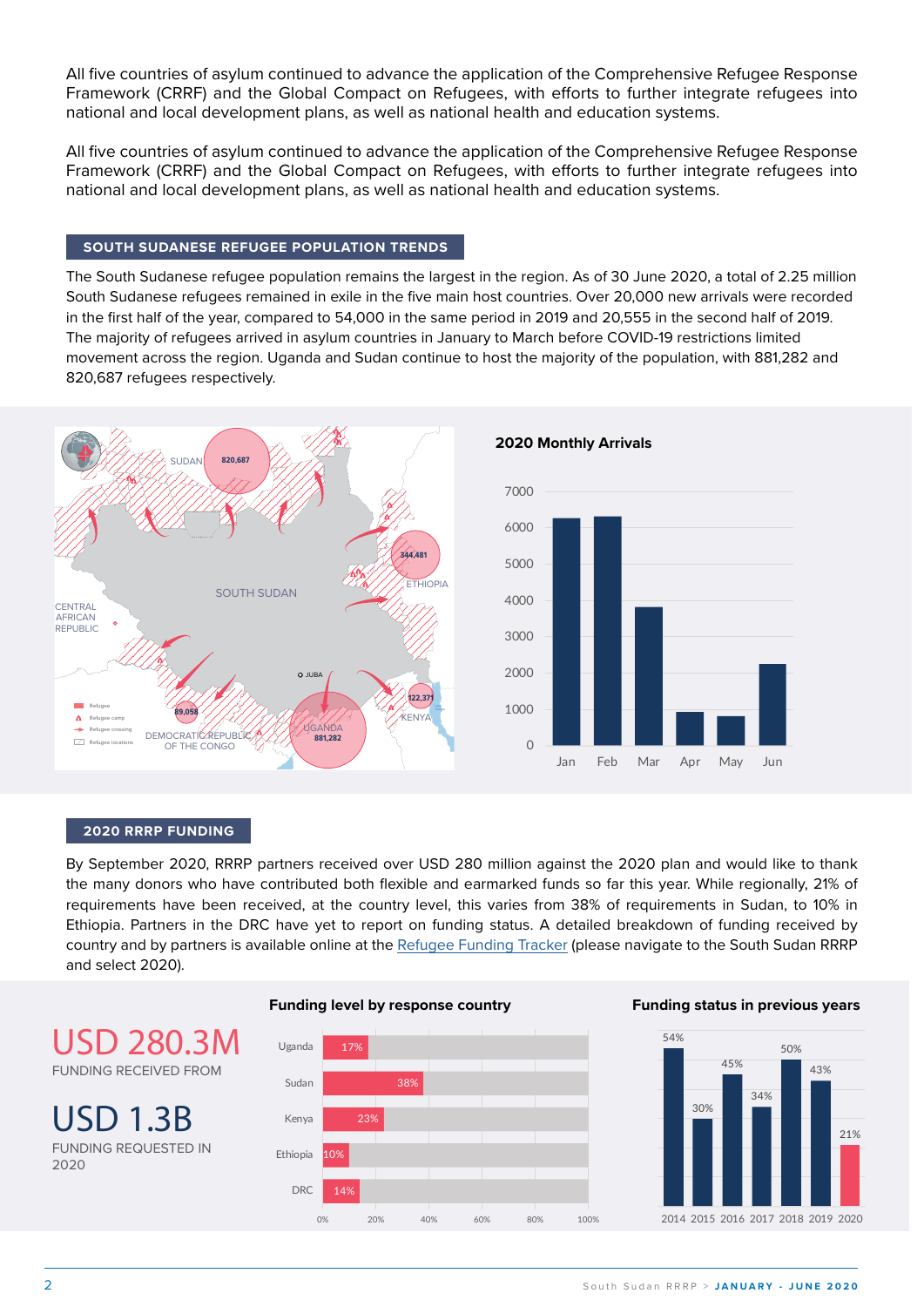All five countries of asylum continued to advance the application of the Comprehensive Refugee Response Framework (CRRF) and the Global Compact on Refugees, with efforts to further integrate refugees into national and local development plans, as well as national health and education systems.

All five countries of asylum continued to advance the application of the Comprehensive Refugee Response Framework (CRRF) and the Global Compact on Refugees, with efforts to further integrate refugees into national and local development plans, as well as national health and education systems.

## SOUTH SUDANESE REFUGEE POPULATION TRENDS

The South Sudanese refugee population remains the largest in the region. As of 30 June 2020, a total of 2.25 million South Sudanese refugees remained in exile in the five main host countries. Over 20,000 new arrivals were recorded in the first half of the year, compared to 54,000 in the same period in 2019 and 20,555 in the second half of 2019. The majority of refugees arrived in asylum countries in January to March before COVID-19 restrictions limited movement across the region. Uganda and Sudan continue to host the majority of the population, with 881,282 and 820,687 refugees respectively.

SUDAN 820,687 · ETHIOPIA 344,481 · KENYA 122,371 · UGANDA 881,282 · DEMOCRATIC REPUBLIC OF THE CONGO 89,058 · CENTRAL AFRICAN REPUBLIC · SOUTH SUDAN · JUBA

Legend: Refugee · Refugee camp · Refugee crossing · Refugee locations

**2020 Monthly Arrivals**

| Month | Arrivals (approx.) |
|---|---|
| Jan | ~6,250 |
| Feb | ~6,300 |
| Mar | ~3,800 |
| Apr | ~900 |
| May | ~800 |
| Jun | ~2,250 |

## 2020 RRRP FUNDING

By September 2020, RRRP partners received over USD 280 million against the 2020 plan and would like to thank the many donors who have contributed both flexible and earmarked funds so far this year. While regionally, 21% of requirements have been received, at the country level, this varies from 38% of requirements in Sudan, to 10% in Ethiopia. Partners in the DRC have yet to report on funding status. A detailed breakdown of funding received by country and by partners is available online at the Refugee Funding Tracker (please navigate to the South Sudan RRRP and select 2020).

**USD 280.3M**
FUNDING RECEIVED FROM

**USD 1.3B**
FUNDING REQUESTED IN 2020

**Funding level by response country**

| Country | Funding level |
|---|---|
| Uganda | 17% |
| Sudan | 38% |
| Kenya | 23% |
| Ethiopia | 10% |
| DRC | 14% |

**Funding status in previous years**

| Year | Funding |
|---|---|
| 2014 | 54% |
| 2015 | 30% |
| 2016 | 45% |
| 2017 | 34% |
| 2018 | 50% |
| 2019 | 43% |
| 2020 | 21% |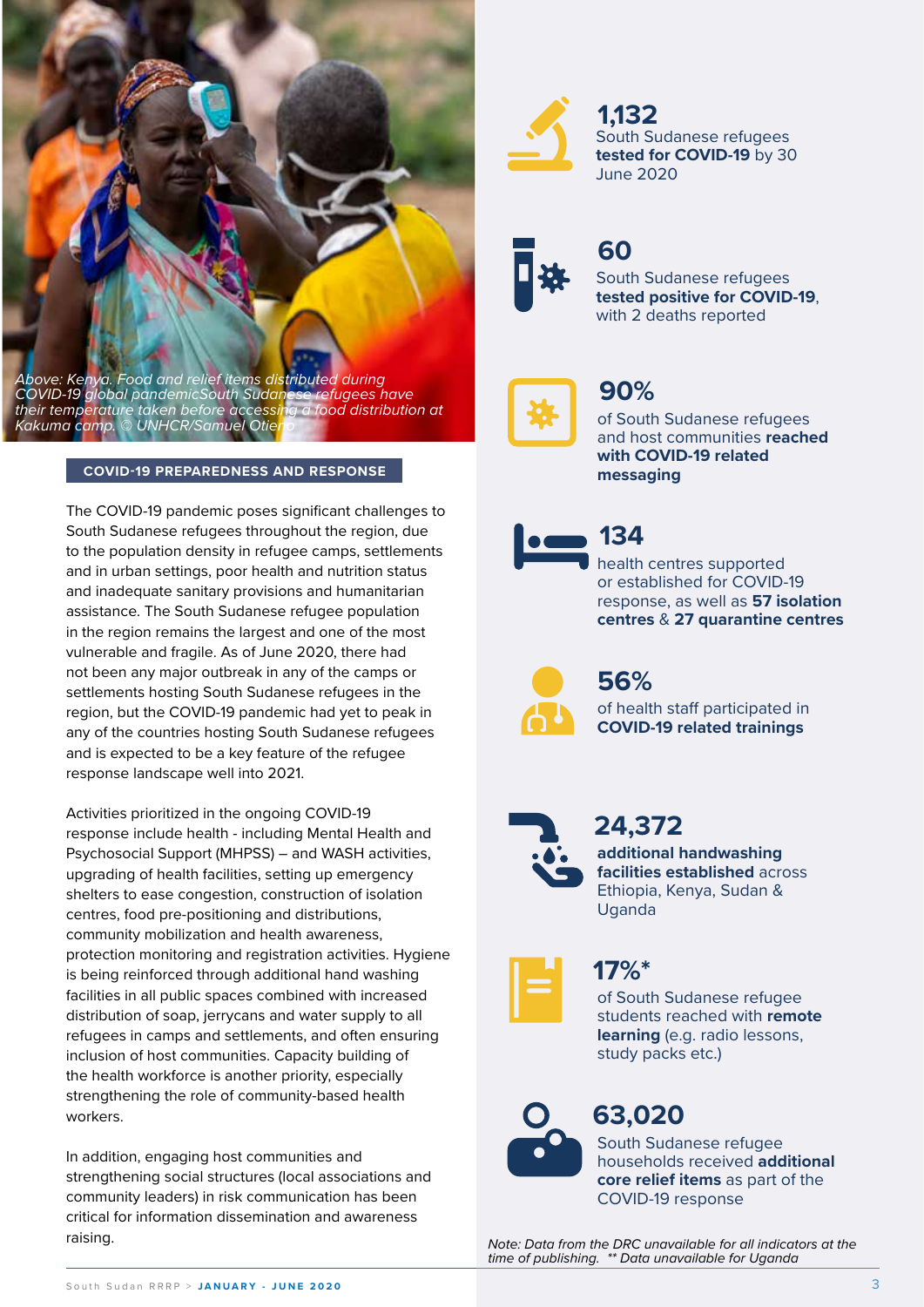*Above: Kenya. Food and relief items distributed during COVID-19 global pandemicSouth Sudanese refugees have their temperature taken before accessing a food distribution at Kakuma camp. © UNHCR/Samuel Otieno*

## COVID-19 PREPAREDNESS AND RESPONSE

The COVID-19 pandemic poses significant challenges to South Sudanese refugees throughout the region, due to the population density in refugee camps, settlements and in urban settings, poor health and nutrition status and inadequate sanitary provisions and humanitarian assistance. The South Sudanese refugee population in the region remains the largest and one of the most vulnerable and fragile. As of June 2020, there had not been any major outbreak in any of the camps or settlements hosting South Sudanese refugees in the region, but the COVID-19 pandemic had yet to peak in any of the countries hosting South Sudanese refugees and is expected to be a key feature of the refugee response landscape well into 2021.

Activities prioritized in the ongoing COVID-19 response include health - including Mental Health and Psychosocial Support (MHPSS) – and WASH activities, upgrading of health facilities, setting up emergency shelters to ease congestion, construction of isolation centres, food pre-positioning and distributions, community mobilization and health awareness, protection monitoring and registration activities. Hygiene is being reinforced through additional hand washing facilities in all public spaces combined with increased distribution of soap, jerrycans and water supply to all refugees in camps and settlements, and often ensuring inclusion of host communities. Capacity building of the health workforce is another priority, especially strengthening the role of community-based health workers.

In addition, engaging host communities and strengthening social structures (local associations and community leaders) in risk communication has been critical for information dissemination and awareness raising.

**1,132**
South Sudanese refugees **tested for COVID-19** by 30 June 2020

**60**
South Sudanese refugees **tested positive for COVID-19**, with 2 deaths reported

**90%**
of South Sudanese refugees and host communities **reached with COVID-19 related messaging**

**134**
health centres supported or established for COVID-19 response, as well as **57 isolation centres** & **27 quarantine centres**

**56%**
of health staff participated in **COVID-19 related trainings**

**24,372**
**additional handwashing facilities established** across Ethiopia, Kenya, Sudan & Uganda

**17%***
of South Sudanese refugee students reached with **remote learning** (e.g. radio lessons, study packs etc.)

**63,020**
South Sudanese refugee households received **additional core relief items** as part of the COVID-19 response

*Note: Data from the DRC unavailable for all indicators at the time of publishing. ** Data unavailable for Uganda*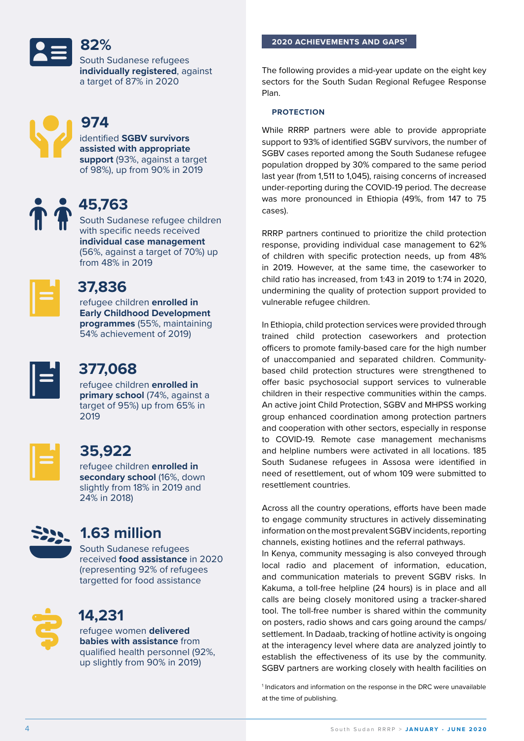**82%**
South Sudanese refugees **individually registered**, against a target of 87% in 2020

**974**
identified **SGBV survivors assisted with appropriate support** (93%, against a target of 98%), up from 90% in 2019

**45,763**
South Sudanese refugee children with specific needs received **individual case management** (56%, against a target of 70%) up from 48% in 2019

**37,836**
refugee children **enrolled in Early Childhood Development programmes** (55%, maintaining 54% achievement of 2019)

**377,068**
refugee children **enrolled in primary school** (74%, against a target of 95%) up from 65% in 2019

**35,922**
refugee children **enrolled in secondary school** (16%, down slightly from 18% in 2019 and 24% in 2018)

**1.63 million**
South Sudanese refugees received **food assistance** in 2020 (representing 92% of refugees targetted for food assistance

**14,231**
refugee women **delivered babies with assistance** from qualified health personnel (92%, up slightly from 90% in 2019)

## 2020 ACHIEVEMENTS AND GAPS[1]

The following provides a mid-year update on the eight key sectors for the South Sudan Regional Refugee Response Plan.

### PROTECTION

While RRRP partners were able to provide appropriate support to 93% of identified SGBV survivors, the number of SGBV cases reported among the South Sudanese refugee population dropped by 30% compared to the same period last year (from 1,511 to 1,045), raising concerns of increased under-reporting during the COVID-19 period. The decrease was more pronounced in Ethiopia (49%, from 147 to 75 cases).

RRRP partners continued to prioritize the child protection response, providing individual case management to 62% of children with specific protection needs, up from 48% in 2019. However, at the same time, the caseworker to child ratio has increased, from 1:43 in 2019 to 1:74 in 2020, undermining the quality of protection support provided to vulnerable refugee children.

In Ethiopia, child protection services were provided through trained child protection caseworkers and protection officers to promote family-based care for the high number of unaccompanied and separated children. Community-based child protection structures were strengthened to offer basic psychosocial support services to vulnerable children in their respective communities within the camps. An active joint Child Protection, SGBV and MHPSS working group enhanced coordination among protection partners and cooperation with other sectors, especially in response to COVID-19. Remote case management mechanisms and helpline numbers were activated in all locations. 185 South Sudanese refugees in Assosa were identified in need of resettlement, out of whom 109 were submitted to resettlement countries.

Across all the country operations, efforts have been made to engage community structures in actively disseminating information on the most prevalent SGBV incidents, reporting channels, existing hotlines and the referral pathways.
In Kenya, community messaging is also conveyed through local radio and placement of information, education, and communication materials to prevent SGBV risks. In Kakuma, a toll-free helpline (24 hours) is in place and all calls are being closely monitored using a tracker-shared tool. The toll-free number is shared within the community on posters, radio shows and cars going around the camps/settlement. In Dadaab, tracking of hotline activity is ongoing at the interagency level where data are analyzed jointly to establish the effectiveness of its use by the community. SGBV partners are working closely with health facilities on

[1] Indicators and information on the response in the DRC were unavailable at the time of publishing.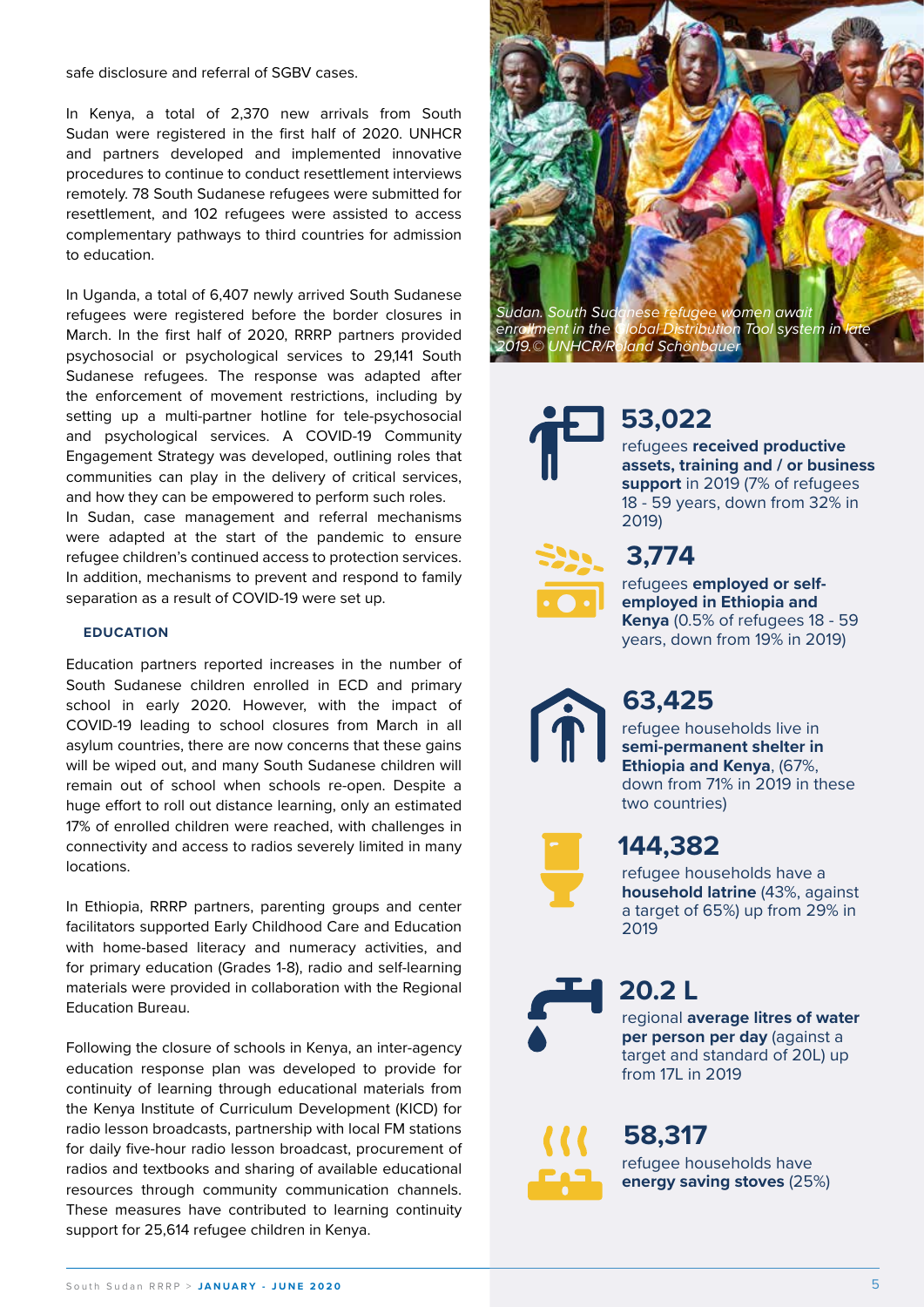safe disclosure and referral of SGBV cases.

In Kenya, a total of 2,370 new arrivals from South Sudan were registered in the first half of 2020. UNHCR and partners developed and implemented innovative procedures to continue to conduct resettlement interviews remotely. 78 South Sudanese refugees were submitted for resettlement, and 102 refugees were assisted to access complementary pathways to third countries for admission to education.

In Uganda, a total of 6,407 newly arrived South Sudanese refugees were registered before the border closures in March. In the first half of 2020, RRRP partners provided psychosocial or psychological services to 29,141 South Sudanese refugees. The response was adapted after the enforcement of movement restrictions, including by setting up a multi-partner hotline for tele-psychosocial and psychological services. A COVID-19 Community Engagement Strategy was developed, outlining roles that communities can play in the delivery of critical services, and how they can be empowered to perform such roles.
In Sudan, case management and referral mechanisms were adapted at the start of the pandemic to ensure refugee children's continued access to protection services. In addition, mechanisms to prevent and respond to family separation as a result of COVID-19 were set up.

### EDUCATION

Education partners reported increases in the number of South Sudanese children enrolled in ECD and primary school in early 2020. However, with the impact of COVID-19 leading to school closures from March in all asylum countries, there are now concerns that these gains will be wiped out, and many South Sudanese children will remain out of school when schools re-open. Despite a huge effort to roll out distance learning, only an estimated 17% of enrolled children were reached, with challenges in connectivity and access to radios severely limited in many locations.

In Ethiopia, RRRP partners, parenting groups and center facilitators supported Early Childhood Care and Education with home-based literacy and numeracy activities, and for primary education (Grades 1-8), radio and self-learning materials were provided in collaboration with the Regional Education Bureau.

Following the closure of schools in Kenya, an inter-agency education response plan was developed to provide for continuity of learning through educational materials from the Kenya Institute of Curriculum Development (KICD) for radio lesson broadcasts, partnership with local FM stations for daily five-hour radio lesson broadcast, procurement of radios and textbooks and sharing of available educational resources through community communication channels. These measures have contributed to learning continuity support for 25,614 refugee children in Kenya.

*Sudan. South Sudanese refugee women await enrollment in the Global Distribution Tool system in late 2019.© UNHCR/Roland Schönbauer*

**53,022**
refugees **received productive assets, training and / or business support** in 2019 (7% of refugees 18 - 59 years, down from 32% in 2019)

**3,774**
refugees **employed or self-employed in Ethiopia and Kenya** (0.5% of refugees 18 - 59 years, down from 19% in 2019)

**63,425**
refugee households live in **semi-permanent shelter in Ethiopia and Kenya**, (67%, down from 71% in 2019 in these two countries)

**144,382**
refugee households have a **household latrine** (43%, against a target of 65%) up from 29% in 2019

**20.2 L**
regional **average litres of water per person per day** (against a target and standard of 20L) up from 17L in 2019

**58,317**
refugee households have **energy saving stoves** (25%)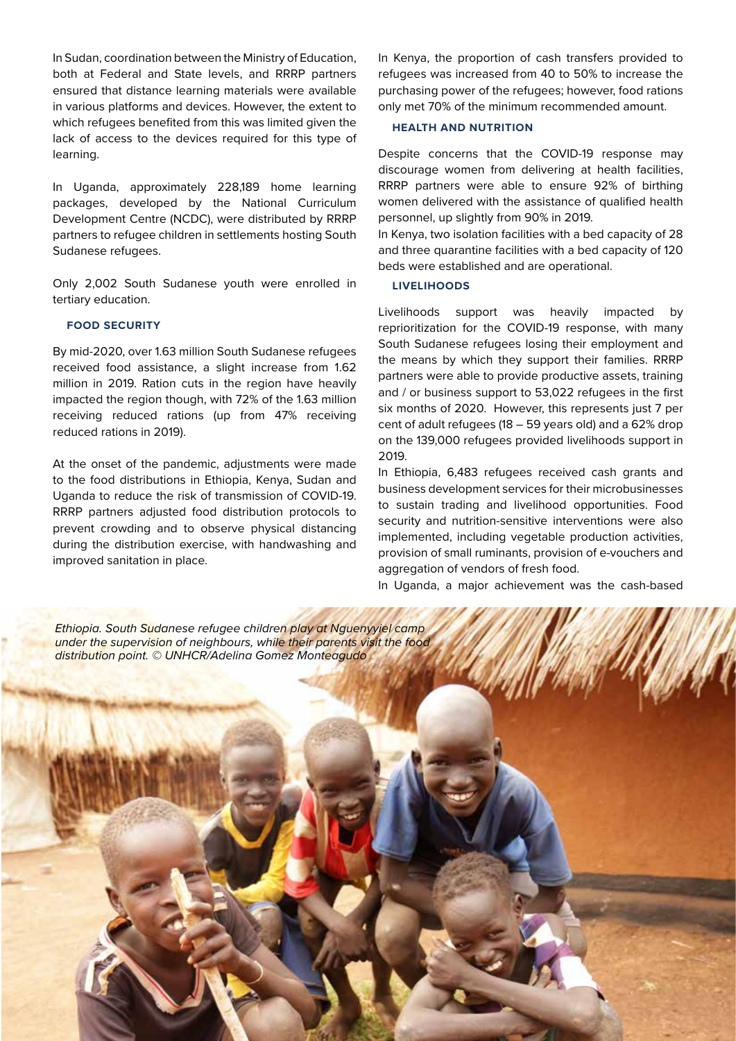In Sudan, coordination between the Ministry of Education, both at Federal and State levels, and RRRP partners ensured that distance learning materials were available in various platforms and devices. However, the extent to which refugees benefited from this was limited given the lack of access to the devices required for this type of learning.

In Uganda, approximately 228,189 home learning packages, developed by the National Curriculum Development Centre (NCDC), were distributed by RRRP partners to refugee children in settlements hosting South Sudanese refugees.

Only 2,002 South Sudanese youth were enrolled in tertiary education.

### FOOD SECURITY

By mid-2020, over 1.63 million South Sudanese refugees received food assistance, a slight increase from 1.62 million in 2019. Ration cuts in the region have heavily impacted the region though, with 72% of the 1.63 million receiving reduced rations (up from 47% receiving reduced rations in 2019).

At the onset of the pandemic, adjustments were made to the food distributions in Ethiopia, Kenya, Sudan and Uganda to reduce the risk of transmission of COVID-19. RRRP partners adjusted food distribution protocols to prevent crowding and to observe physical distancing during the distribution exercise, with handwashing and improved sanitation in place.

In Kenya, the proportion of cash transfers provided to refugees was increased from 40 to 50% to increase the purchasing power of the refugees; however, food rations only met 70% of the minimum recommended amount.

### HEALTH AND NUTRITION

Despite concerns that the COVID-19 response may discourage women from delivering at health facilities, RRRP partners were able to ensure 92% of birthing women delivered with the assistance of qualified health personnel, up slightly from 90% in 2019.

In Kenya, two isolation facilities with a bed capacity of 28 and three quarantine facilities with a bed capacity of 120 beds were established and are operational.

### LIVELIHOODS

Livelihoods support was heavily impacted by reprioritization for the COVID-19 response, with many South Sudanese refugees losing their employment and the means by which they support their families. RRRP partners were able to provide productive assets, training and / or business support to 53,022 refugees in the first six months of 2020. However, this represents just 7 per cent of adult refugees (18 – 59 years old) and a 62% drop on the 139,000 refugees provided livelihoods support in 2019.

In Ethiopia, 6,483 refugees received cash grants and business development services for their microbusinesses to sustain trading and livelihood opportunities. Food security and nutrition-sensitive interventions were also implemented, including vegetable production activities, provision of small ruminants, provision of e-vouchers and aggregation of vendors of fresh food.

In Uganda, a major achievement was the cash-based

*Ethiopia. South Sudanese refugee children play at Nguenyyiel camp under the supervision of neighbours, while their parents visit the food distribution point. © UNHCR/Adelina Gomez Monteagudo*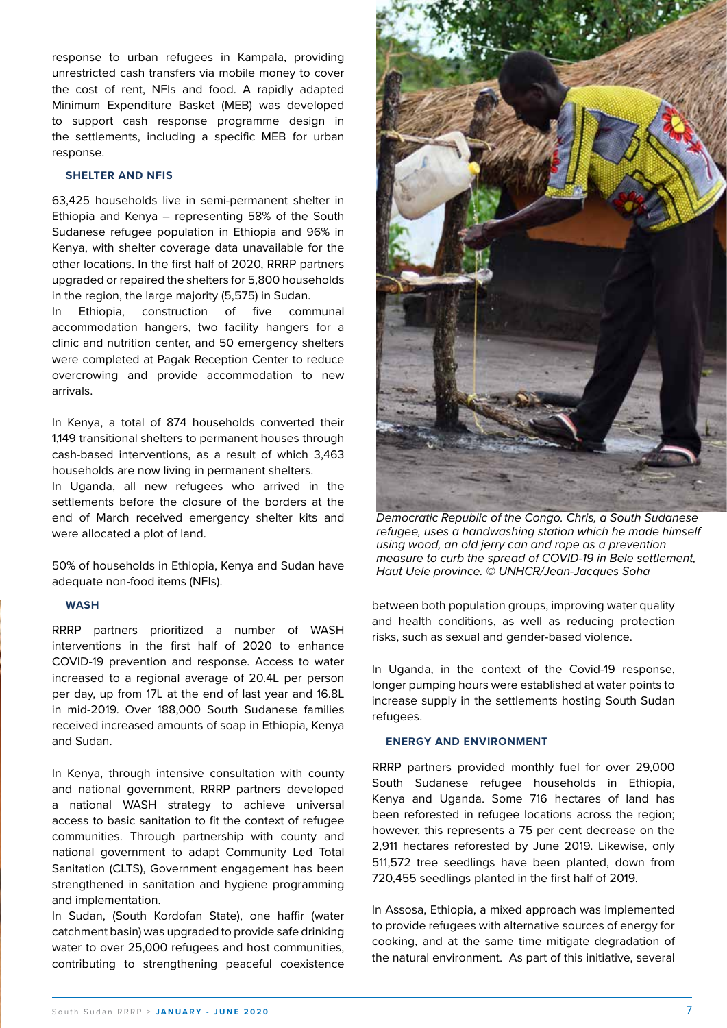response to urban refugees in Kampala, providing unrestricted cash transfers via mobile money to cover the cost of rent, NFIs and food. A rapidly adapted Minimum Expenditure Basket (MEB) was developed to support cash response programme design in the settlements, including a specific MEB for urban response.

### SHELTER AND NFIS

63,425 households live in semi-permanent shelter in Ethiopia and Kenya – representing 58% of the South Sudanese refugee population in Ethiopia and 96% in Kenya, with shelter coverage data unavailable for the other locations. In the first half of 2020, RRRP partners upgraded or repaired the shelters for 5,800 households in the region, the large majority (5,575) in Sudan.

In Ethiopia, construction of five communal accommodation hangers, two facility hangers for a clinic and nutrition center, and 50 emergency shelters were completed at Pagak Reception Center to reduce overcrowing and provide accommodation to new arrivals.

In Kenya, a total of 874 households converted their 1,149 transitional shelters to permanent houses through cash-based interventions, as a result of which 3,463 households are now living in permanent shelters.

In Uganda, all new refugees who arrived in the settlements before the closure of the borders at the end of March received emergency shelter kits and were allocated a plot of land.

50% of households in Ethiopia, Kenya and Sudan have adequate non-food items (NFIs).

### WASH

RRRP partners prioritized a number of WASH interventions in the first half of 2020 to enhance COVID-19 prevention and response. Access to water increased to a regional average of 20.4L per person per day, up from 17L at the end of last year and 16.8L in mid-2019. Over 188,000 South Sudanese families received increased amounts of soap in Ethiopia, Kenya and Sudan.

In Kenya, through intensive consultation with county and national government, RRRP partners developed a national WASH strategy to achieve universal access to basic sanitation to fit the context of refugee communities. Through partnership with county and national government to adapt Community Led Total Sanitation (CLTS), Government engagement has been strengthened in sanitation and hygiene programming and implementation.

In Sudan, (South Kordofan State), one haffir (water catchment basin) was upgraded to provide safe drinking water to over 25,000 refugees and host communities, contributing to strengthening peaceful coexistence between both population groups, improving water quality and health conditions, as well as reducing protection risks, such as sexual and gender-based violence.

In Uganda, in the context of the Covid-19 response, longer pumping hours were established at water points to increase supply in the settlements hosting South Sudan refugees.

*Democratic Republic of the Congo. Chris, a South Sudanese refugee, uses a handwashing station which he made himself using wood, an old jerry can and rope as a prevention measure to curb the spread of COVID-19 in Bele settlement, Haut Uele province. © UNHCR/Jean-Jacques Soha*

### ENERGY AND ENVIRONMENT

RRRP partners provided monthly fuel for over 29,000 South Sudanese refugee households in Ethiopia, Kenya and Uganda. Some 716 hectares of land has been reforested in refugee locations across the region; however, this represents a 75 per cent decrease on the 2,911 hectares reforested by June 2019. Likewise, only 511,572 tree seedlings have been planted, down from 720,455 seedlings planted in the first half of 2019.

In Assosa, Ethiopia, a mixed approach was implemented to provide refugees with alternative sources of energy for cooking, and at the same time mitigate degradation of the natural environment. As part of this initiative, several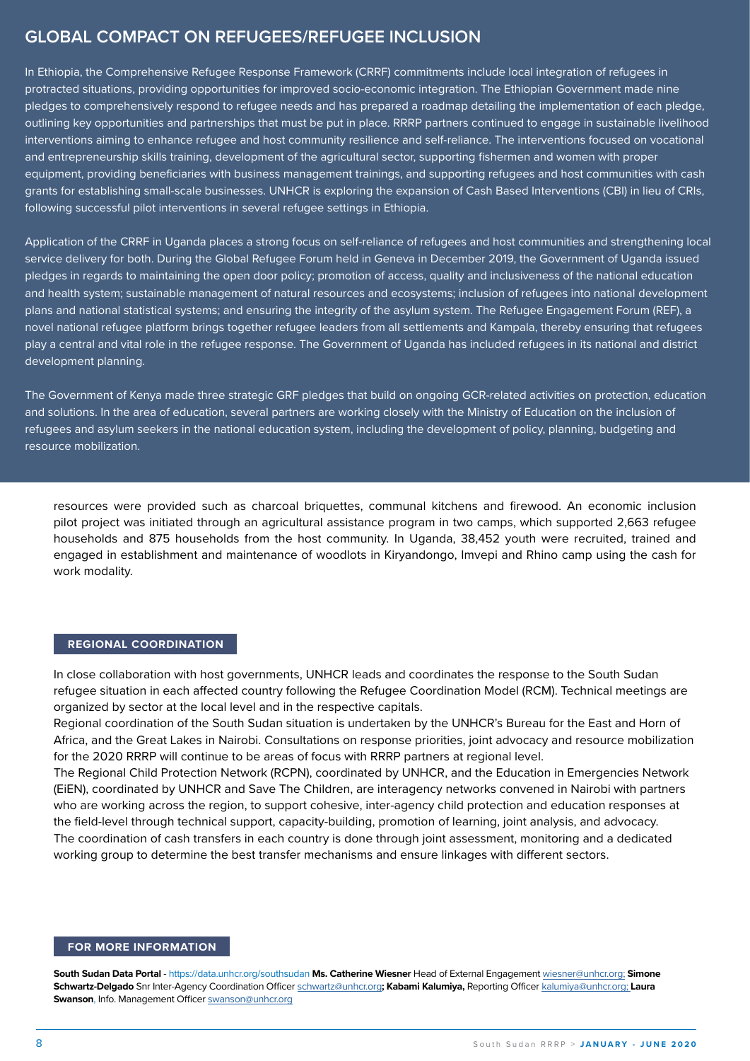## GLOBAL COMPACT ON REFUGEES/REFUGEE INCLUSION

In Ethiopia, the Comprehensive Refugee Response Framework (CRRF) commitments include local integration of refugees in protracted situations, providing opportunities for improved socio-economic integration. The Ethiopian Government made nine pledges to comprehensively respond to refugee needs and has prepared a roadmap detailing the implementation of each pledge, outlining key opportunities and partnerships that must be put in place. RRRP partners continued to engage in sustainable livelihood interventions aiming to enhance refugee and host community resilience and self-reliance. The interventions focused on vocational and entrepreneurship skills training, development of the agricultural sector, supporting fishermen and women with proper equipment, providing beneficiaries with business management trainings, and supporting refugees and host communities with cash grants for establishing small-scale businesses. UNHCR is exploring the expansion of Cash Based Interventions (CBI) in lieu of CRIs, following successful pilot interventions in several refugee settings in Ethiopia.

Application of the CRRF in Uganda places a strong focus on self-reliance of refugees and host communities and strengthening local service delivery for both. During the Global Refugee Forum held in Geneva in December 2019, the Government of Uganda issued pledges in regards to maintaining the open door policy; promotion of access, quality and inclusiveness of the national education and health system; sustainable management of natural resources and ecosystems; inclusion of refugees into national development plans and national statistical systems; and ensuring the integrity of the asylum system. The Refugee Engagement Forum (REF), a novel national refugee platform brings together refugee leaders from all settlements and Kampala, thereby ensuring that refugees play a central and vital role in the refugee response. The Government of Uganda has included refugees in its national and district development planning.

The Government of Kenya made three strategic GRF pledges that build on ongoing GCR-related activities on protection, education and solutions. In the area of education, several partners are working closely with the Ministry of Education on the inclusion of refugees and asylum seekers in the national education system, including the development of policy, planning, budgeting and resource mobilization.

resources were provided such as charcoal briquettes, communal kitchens and firewood. An economic inclusion pilot project was initiated through an agricultural assistance program in two camps, which supported 2,663 refugee households and 875 households from the host community. In Uganda, 38,452 youth were recruited, trained and engaged in establishment and maintenance of woodlots in Kiryandongo, Imvepi and Rhino camp using the cash for work modality.

## REGIONAL COORDINATION

In close collaboration with host governments, UNHCR leads and coordinates the response to the South Sudan refugee situation in each affected country following the Refugee Coordination Model (RCM). Technical meetings are organized by sector at the local level and in the respective capitals.

Regional coordination of the South Sudan situation is undertaken by the UNHCR's Bureau for the East and Horn of Africa, and the Great Lakes in Nairobi. Consultations on response priorities, joint advocacy and resource mobilization for the 2020 RRRP will continue to be areas of focus with RRRP partners at regional level.

The Regional Child Protection Network (RCPN), coordinated by UNHCR, and the Education in Emergencies Network (EiEN), coordinated by UNHCR and Save The Children, are interagency networks convened in Nairobi with partners who are working across the region, to support cohesive, inter-agency child protection and education responses at the field-level through technical support, capacity-building, promotion of learning, joint analysis, and advocacy.

The coordination of cash transfers in each country is done through joint assessment, monitoring and a dedicated working group to determine the best transfer mechanisms and ensure linkages with different sectors.

## FOR MORE INFORMATION

**South Sudan Data Portal** - https://data.unhcr.org/southsudan **Ms. Catherine Wiesner** Head of External Engagement wiesner@unhcr.org; **Simone Schwartz-Delgado** Snr Inter-Agency Coordination Officer schwartz@unhcr.org**; Kabami Kalumiya,** Reporting Officer kalumiya@unhcr.org; **Laura Swanson**, Info. Management Officer swanson@unhcr.org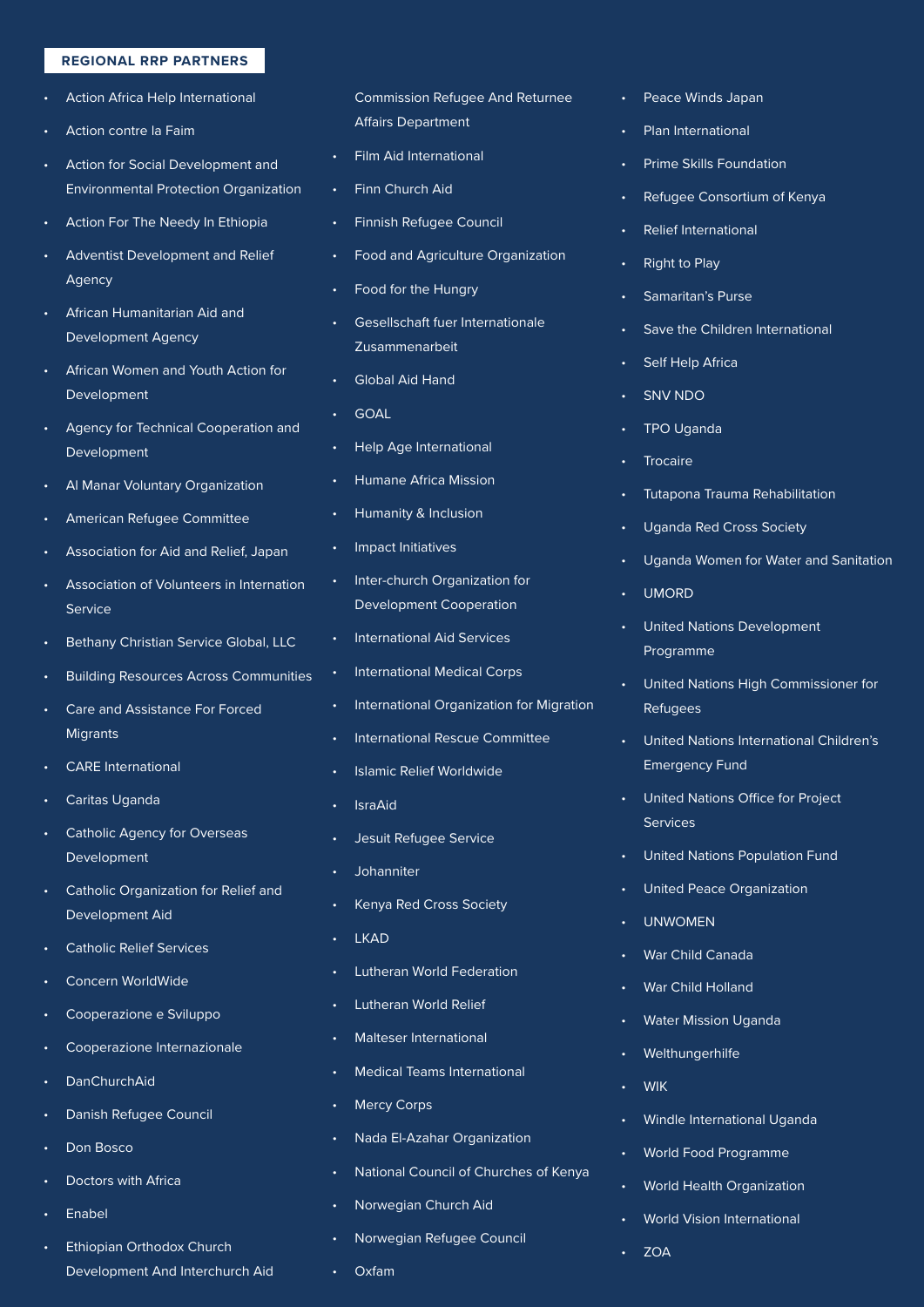## REGIONAL RRP PARTNERS

- Action Africa Help International
- Action contre la Faim
- Action for Social Development and Environmental Protection Organization
- Action For The Needy In Ethiopia
- Adventist Development and Relief Agency
- African Humanitarian Aid and Development Agency
- African Women and Youth Action for Development
- Agency for Technical Cooperation and Development
- Al Manar Voluntary Organization
- American Refugee Committee
- Association for Aid and Relief, Japan
- Association of Volunteers in Internation Service
- Bethany Christian Service Global, LLC
- Building Resources Across Communities
- Care and Assistance For Forced Migrants
- CARE International
- Caritas Uganda
- Catholic Agency for Overseas Development
- Catholic Organization for Relief and Development Aid
- Catholic Relief Services
- Concern WorldWide
- Cooperazione e Sviluppo
- Cooperazione Internazionale
- DanChurchAid
- Danish Refugee Council
- Don Bosco
- Doctors with Africa
- Enabel
- Ethiopian Orthodox Church Development And Interchurch Aid Commission Refugee And Returnee Affairs Department
- Film Aid International
- Finn Church Aid
- Finnish Refugee Council
- Food and Agriculture Organization
- Food for the Hungry
- Gesellschaft fuer Internationale Zusammenarbeit
- Global Aid Hand
- GOAL
- Help Age International
- Humane Africa Mission
- Humanity & Inclusion
- Impact Initiatives
- Inter-church Organization for Development Cooperation
- International Aid Services
- International Medical Corps
- International Organization for Migration
- International Rescue Committee
- Islamic Relief Worldwide
- IsraAid
- Jesuit Refugee Service
- Johanniter
- Kenya Red Cross Society
- LKAD
- Lutheran World Federation
- Lutheran World Relief
- Malteser International
- Medical Teams International
- Mercy Corps
- Nada El-Azahar Organization
- National Council of Churches of Kenya
- Norwegian Church Aid
- Norwegian Refugee Council
- Oxfam
- Peace Winds Japan
- Plan International
- Prime Skills Foundation
- Refugee Consortium of Kenya
- Relief International
- Right to Play
- Samaritan's Purse
- Save the Children International
- Self Help Africa
- SNV NDO
- TPO Uganda
- Trocaire
- Tutapona Trauma Rehabilitation
- Uganda Red Cross Society
- Uganda Women for Water and Sanitation
- UMORD
- United Nations Development Programme
- United Nations High Commissioner for Refugees
- United Nations International Children's Emergency Fund
- United Nations Office for Project Services
- United Nations Population Fund
- United Peace Organization
- UNWOMEN
- War Child Canada
- War Child Holland
- Water Mission Uganda
- Welthungerhilfe
- WIK
- Windle International Uganda
- World Food Programme
- World Health Organization
- World Vision International
- ZOA